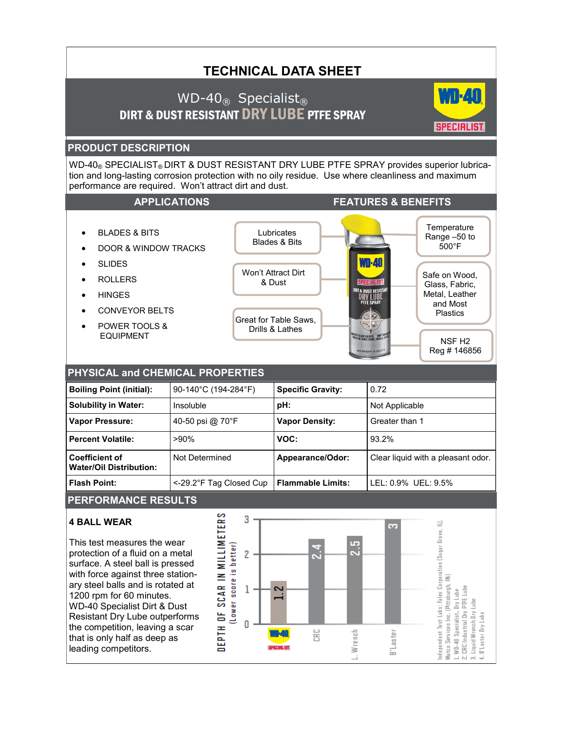# TECHNICAL DATA SHEET

## WD-40® Specialist®
## DIRT & DUST RESISTANT DRY LUBE PTFE SPRAY

## PRODUCT DESCRIPTION

WD-40® SPECIALIST® DIRT & DUST RESISTANT DRY LUBE PTFE SPRAY provides superior lubrication and long-lasting corrosion protection with no oily residue. Use where cleanliness and maximum performance are required. Won't attract dirt and dust.

## APPLICATIONS

- BLADES & BITS
- DOOR & WINDOW TRACKS
- SLIDES
- ROLLERS
- HINGES
- CONVEYOR BELTS
- POWER TOOLS & EQUIPMENT

## FEATURES & BENEFITS

- Lubricates Blades & Bits
- Won't Attract Dirt & Dust
- Great for Table Saws, Drills & Lathes
- Temperature Range –50 to 500°F
- Safe on Wood, Glass, Fabric, Metal, Leather and Most Plastics
- NSF H2 Reg # 146856

## PHYSICAL and CHEMICAL PROPERTIES

| | | | |
|---|---|---|---|
| **Boiling Point (initial):** | 90-140°C (194-284°F) | **Specific Gravity:** | 0.72 |
| **Solubility in Water:** | Insoluble | **pH:** | Not Applicable |
| **Vapor Pressure:** | 40-50 psi @ 70°F | **Vapor Density:** | Greater than 1 |
| **Percent Volatile:** | >90% | **VOC:** | 93.2% |
| **Coefficient of Water/Oil Distribution:** | Not Determined | **Appearance/Odor:** | Clear liquid with a pleasant odor. |
| **Flash Point:** | <-29.2°F Tag Closed Cup | **Flammable Limits:** | LEL: 0.9% UEL: 9.5% |

## PERFORMANCE RESULTS

### 4 BALL WEAR

This test measures the wear protection of a fluid on a metal surface. A steel ball is pressed with force against three stationary steel balls and is rotated at 1200 rpm for 60 minutes. WD-40 Specialist Dirt & Dust Resistant Dry Lube outperforms the competition, leaving a scar that is only half as deep as leading competitors.

DEPTH OF SCAR IN MILLIMETERS (Lower score is better)

| Product | Depth of Scar (mm) |
|---|---|
| WD-40 Specialist | 1.2 |
| CRC | 2.4 |
| L. Wrench | 2.5 |
| B'Laster | 3 |

Independent Test Labs: Falex Corporation (Sugar Grove, IL), Matco Services Inc. (Pittsburgh, PA)
1. WD-40 Specialist Dry Lube
2. CRC Industrial Dry PTFE Lube
3. Liquid Wrench Dry Lube
4. B'Laster Dry Lube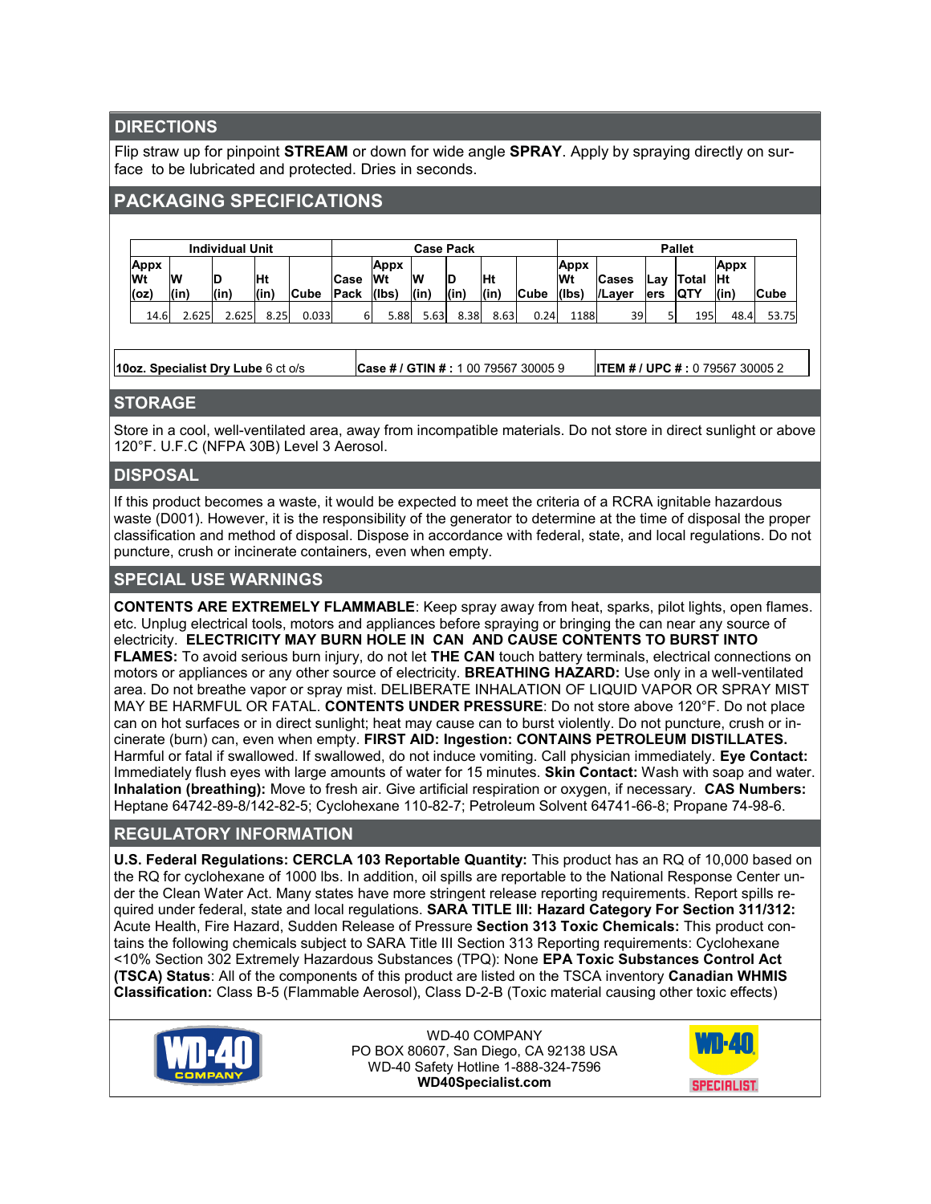## DIRECTIONS

Flip straw up for pinpoint **STREAM** or down for wide angle **SPRAY**. Apply by spraying directly on surface to be lubricated and protected. Dries in seconds.

## PACKAGING SPECIFICATIONS

| Individual Unit | | | | | Case Pack | | | | | | Pallet | | | | | |
|---|---|---|---|---|---|---|---|---|---|---|---|---|---|---|---|---|
| Appx Wt (oz) | W (in) | D (in) | Ht (in) | Cube | Case Pack | Appx Wt (lbs) | W (in) | D (in) | Ht (in) | Cube | Appx Wt (lbs) | Cases /Layer | Layers | Total QTY | Appx Ht (in) | Cube |
| 14.6 | 2.625 | 2.625 | 8.25 | 0.033 | 6 | 5.88 | 5.63 | 8.38 | 8.63 | 0.24 | 1188 | 39 | 5 | 195 | 48.4 | 53.75 |

| | | |
|---|---|---|
| **10oz. Specialist Dry Lube** 6 ct o/s | **Case # / GTIN # :** 1 00 79567 30005 9 | **ITEM # / UPC # :** 0 79567 30005 2 |

## STORAGE

Store in a cool, well-ventilated area, away from incompatible materials. Do not store in direct sunlight or above 120°F. U.F.C (NFPA 30B) Level 3 Aerosol.

## DISPOSAL

If this product becomes a waste, it would be expected to meet the criteria of a RCRA ignitable hazardous waste (D001). However, it is the responsibility of the generator to determine at the time of disposal the proper classification and method of disposal. Dispose in accordance with federal, state, and local regulations. Do not puncture, crush or incinerate containers, even when empty.

## SPECIAL USE WARNINGS

**CONTENTS ARE EXTREMELY FLAMMABLE**: Keep spray away from heat, sparks, pilot lights, open flames. etc. Unplug electrical tools, motors and appliances before spraying or bringing the can near any source of electricity. **ELECTRICITY MAY BURN HOLE IN CAN AND CAUSE CONTENTS TO BURST INTO FLAMES:** To avoid serious burn injury, do not let **THE CAN** touch battery terminals, electrical connections on motors or appliances or any other source of electricity. **BREATHING HAZARD:** Use only in a well-ventilated area. Do not breathe vapor or spray mist. DELIBERATE INHALATION OF LIQUID VAPOR OR SPRAY MIST MAY BE HARMFUL OR FATAL. **CONTENTS UNDER PRESSURE**: Do not store above 120°F. Do not place can on hot surfaces or in direct sunlight; heat may cause can to burst violently. Do not puncture, crush or incinerate (burn) can, even when empty. **FIRST AID: Ingestion: CONTAINS PETROLEUM DISTILLATES.** Harmful or fatal if swallowed. If swallowed, do not induce vomiting. Call physician immediately. **Eye Contact:** Immediately flush eyes with large amounts of water for 15 minutes. **Skin Contact:** Wash with soap and water. **Inhalation (breathing):** Move to fresh air. Give artificial respiration or oxygen, if necessary. **CAS Numbers:** Heptane 64742-89-8/142-82-5; Cyclohexane 110-82-7; Petroleum Solvent 64741-66-8; Propane 74-98-6.

## REGULATORY INFORMATION

**U.S. Federal Regulations: CERCLA 103 Reportable Quantity:** This product has an RQ of 10,000 based on the RQ for cyclohexane of 1000 lbs. In addition, oil spills are reportable to the National Response Center under the Clean Water Act. Many states have more stringent release reporting requirements. Report spills required under federal, state and local regulations. **SARA TITLE III: Hazard Category For Section 311/312:** Acute Health, Fire Hazard, Sudden Release of Pressure **Section 313 Toxic Chemicals:** This product contains the following chemicals subject to SARA Title III Section 313 Reporting requirements: Cyclohexane <10% Section 302 Extremely Hazardous Substances (TPQ): None **EPA Toxic Substances Control Act (TSCA) Status**: All of the components of this product are listed on the TSCA inventory **Canadian WHMIS Classification:** Class B-5 (Flammable Aerosol), Class D-2-B (Toxic material causing other toxic effects)

WD-40 COMPANY
PO BOX 80607, San Diego, CA 92138 USA
WD-40 Safety Hotline 1-888-324-7596
**WD40Specialist.com**